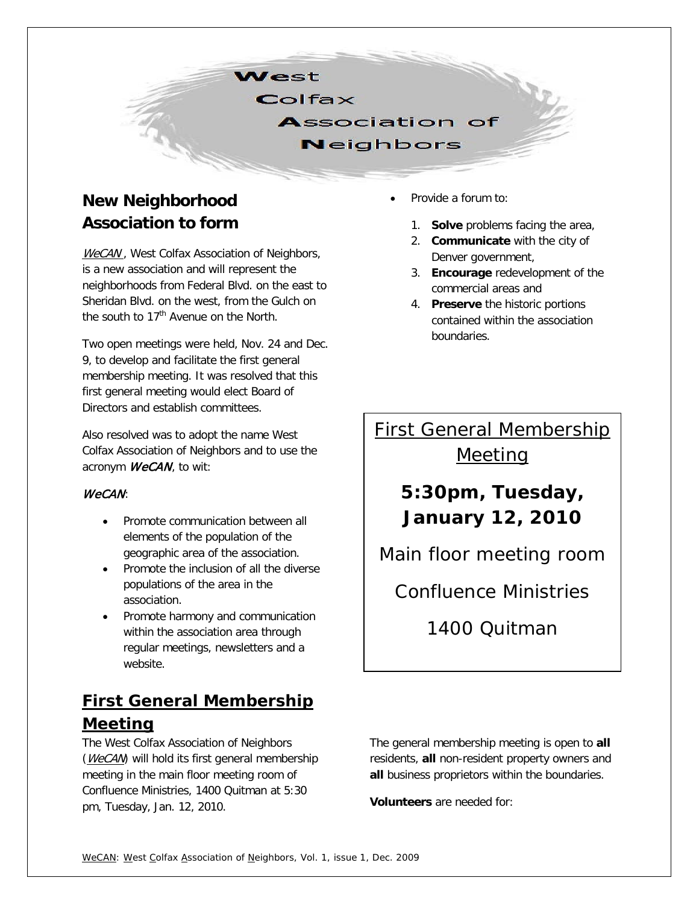# West Colfax Association of Neighbors

## New Neighborhood Association to form

*WeCAN*, West Colfax Association of Neighbors, is a new association and will represent the neighborhoods from Federal Blvd. on the east to Sheridan Blvd. on the west, from the Gulch on the south to 17th Avenue on the North.

Two open meetings were held, Nov. 24 and Dec. 9, to develop and facilitate the first general membership meeting. It was resolved that this first general meeting would elect Board of Directors and establish committees.

Also resolved was to adopt the name West Colfax Association of Neighbors and to use the acronym ***WeCAN***, to wit:

*WeCAN*:

- Promote communication between all elements of the population of the geographic area of the association.
- Promote the inclusion of all the diverse populations of the area in the association.
- Promote harmony and communication within the association area through regular meetings, newsletters and a website.
- Provide a forum to:
  1. **Solve** problems facing the area,
  2. **Communicate** with the city of Denver government,
  3. **Encourage** redevelopment of the commercial areas and
  4. **Preserve** the historic portions contained within the association boundaries.

## First General Membership Meeting

The West Colfax Association of Neighbors (*WeCAN*) will hold its first general membership meeting in the main floor meeting room of Confluence Ministries, 1400 Quitman at 5:30 pm, Tuesday, Jan. 12, 2010.

The general membership meeting is open to **all** residents, **all** non-resident property owners and **all** business proprietors within the boundaries.

**Volunteers** are needed for:

---

First General Membership Meeting

**5:30pm, Tuesday, January 12, 2010**

Main floor meeting room

Confluence Ministries

1400 Quitman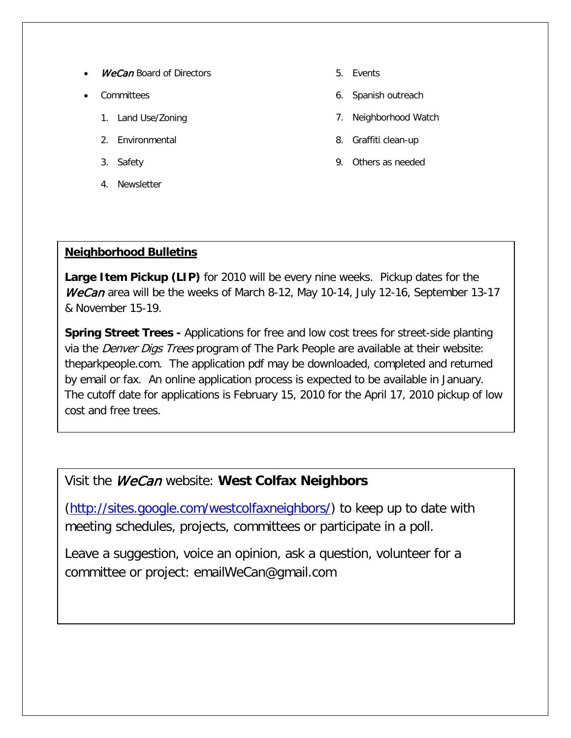- *WeCan* Board of Directors
- Committees
    1. Land Use/Zoning
    2. Environmental
    3. Safety
    4. Newsletter
    5. Events
    6. Spanish outreach
    7. Neighborhood Watch
    8. Graffiti clean-up
    9. Others as needed

**Neighborhood Bulletins**

**Large Item Pickup (LIP)** for 2010 will be every nine weeks. Pickup dates for the *WeCan* area will be the weeks of March 8-12, May 10-14, July 12-16, September 13-17 & November 15-19.

**Spring Street Trees -** Applications for free and low cost trees for street-side planting via the *Denver Digs Trees* program of The Park People are available at their website: theparkpeople.com. The application pdf may be downloaded, completed and returned by email or fax. An online application process is expected to be available in January. The cutoff date for applications is February 15, 2010 for the April 17, 2010 pickup of low cost and free trees.

Visit the *WeCan* website: **West Colfax Neighbors**

([http://sites.google.com/westcolfaxneighbors/](http://sites.google.com/westcolfaxneighbors/)) to keep up to date with meeting schedules, projects, committees or participate in a poll.

Leave a suggestion, voice an opinion, ask a question, volunteer for a committee or project: emailWeCan@gmail.com